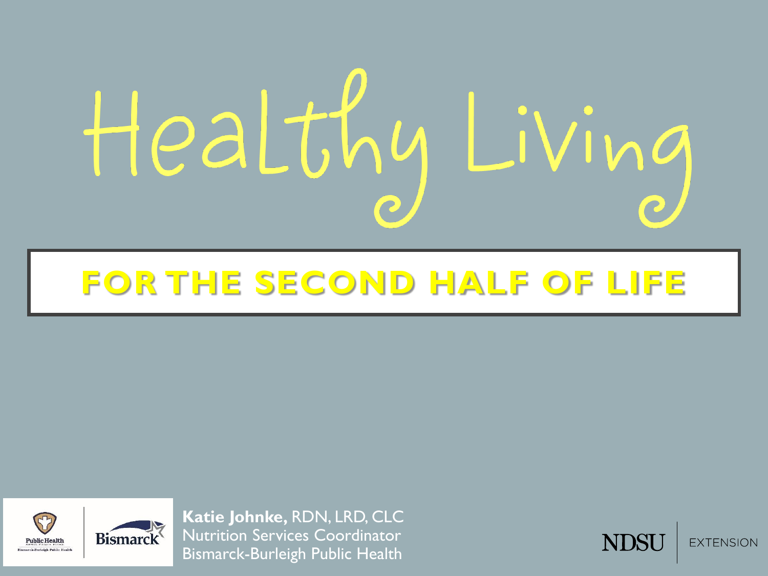# Healthy Living

## FOR THE SECOND HALF OF LIFE

**Katie Johnke,** RDN, LRD, CLC
Nutrition Services Coordinator
Bismarck-Burleigh Public Health

Public Health
Bismarck-Burleigh Public Health

Bismarck

NDSU EXTENSION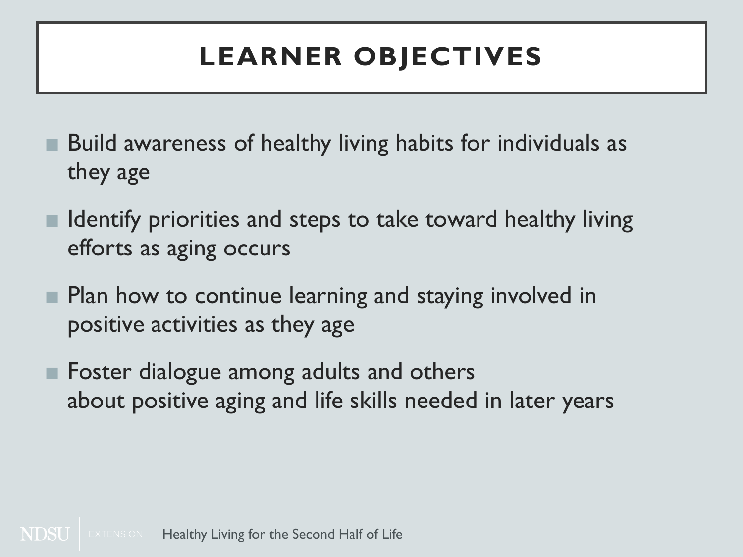# LEARNER OBJECTIVES

- Build awareness of healthy living habits for individuals as they age
- Identify priorities and steps to take toward healthy living efforts as aging occurs
- Plan how to continue learning and staying involved in positive activities as they age
- Foster dialogue among adults and others about positive aging and life skills needed in later years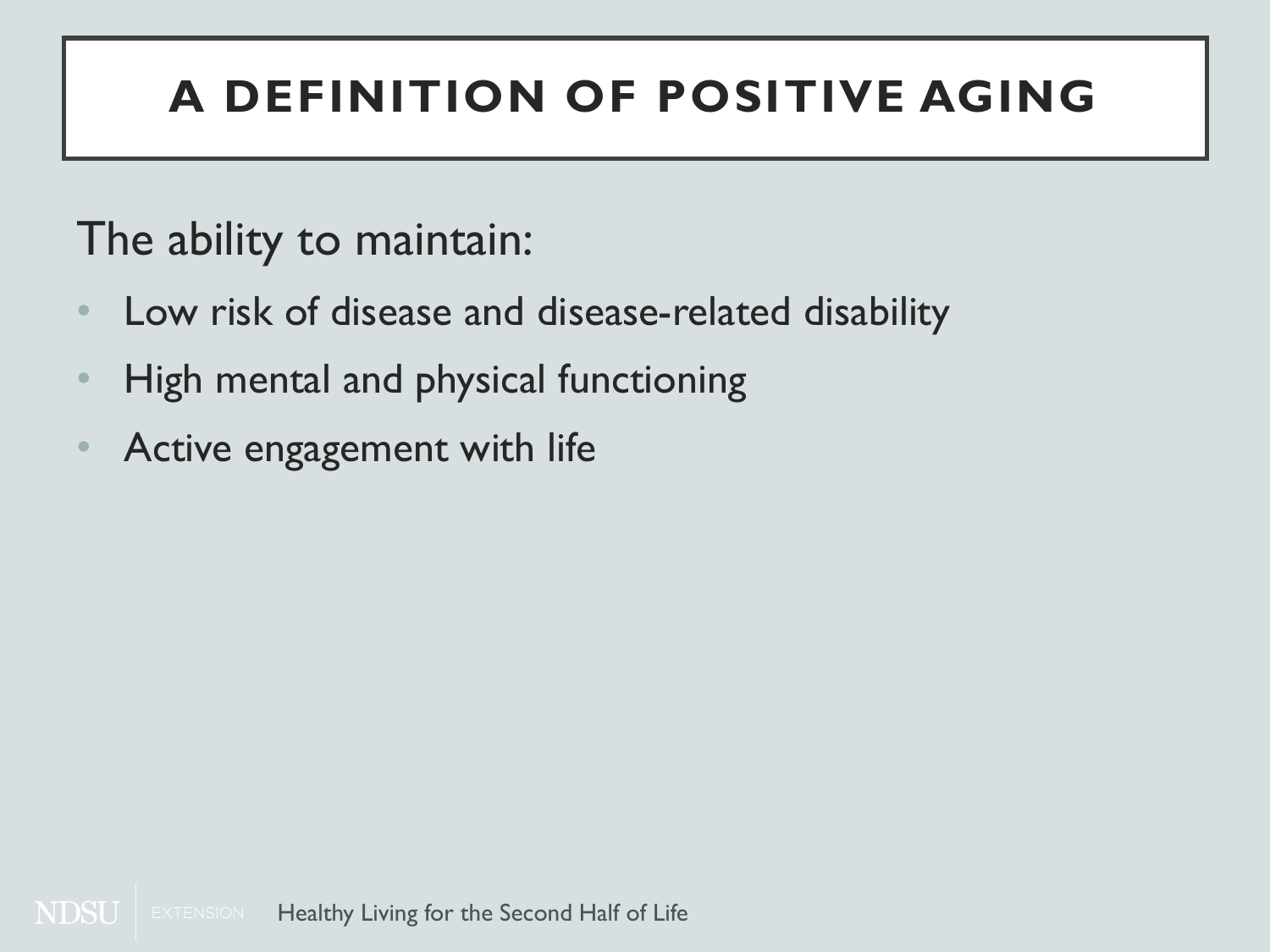# A DEFINITION OF POSITIVE AGING

The ability to maintain:

- Low risk of disease and disease-related disability
- High mental and physical functioning
- Active engagement with life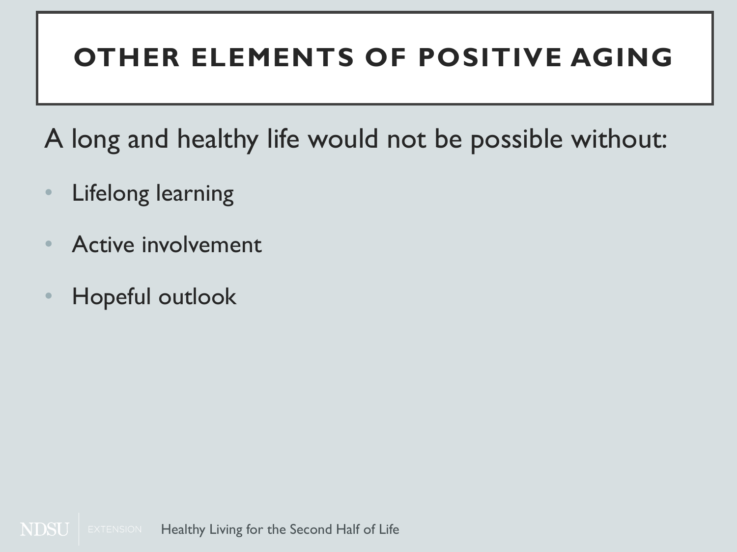# OTHER ELEMENTS OF POSITIVE AGING

A long and healthy life would not be possible without:

- Lifelong learning
- Active involvement
- Hopeful outlook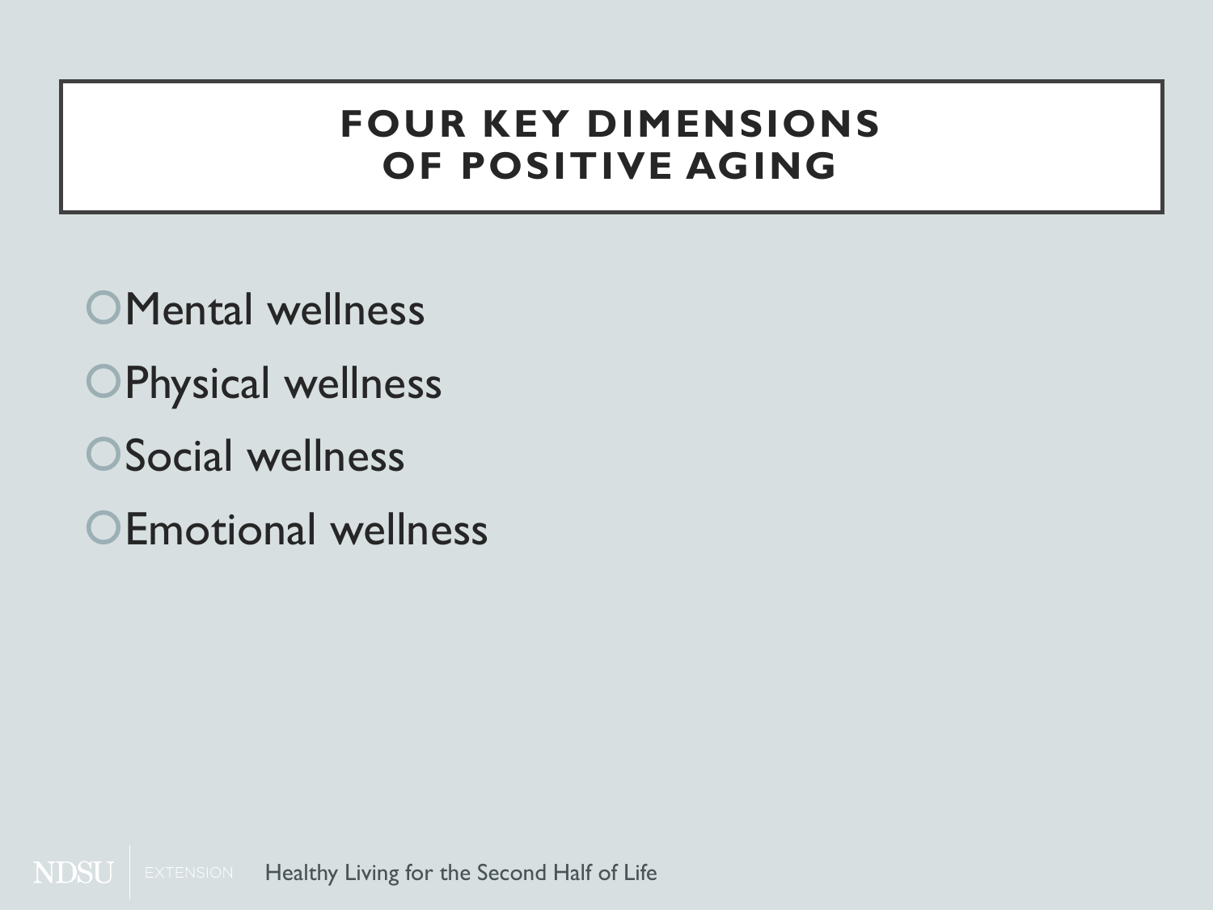# FOUR KEY DIMENSIONS OF POSITIVE AGING

- Mental wellness
- Physical wellness
- Social wellness
- Emotional wellness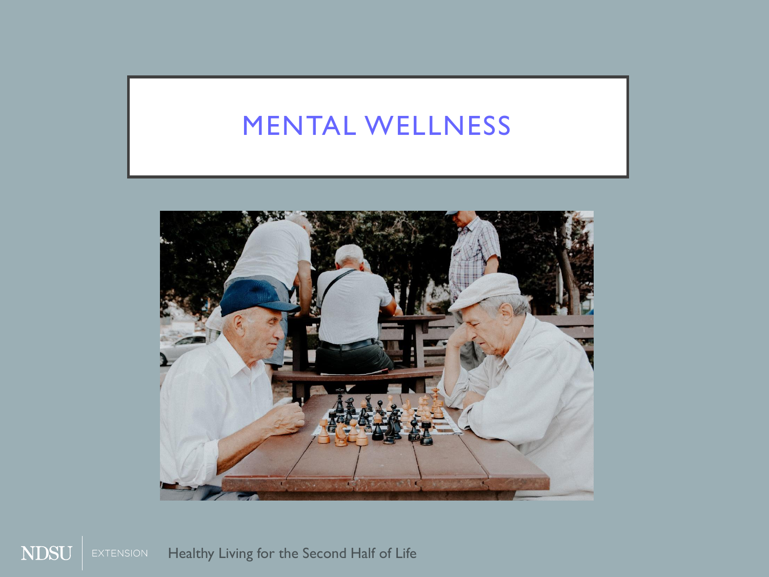# MENTAL WELLNESS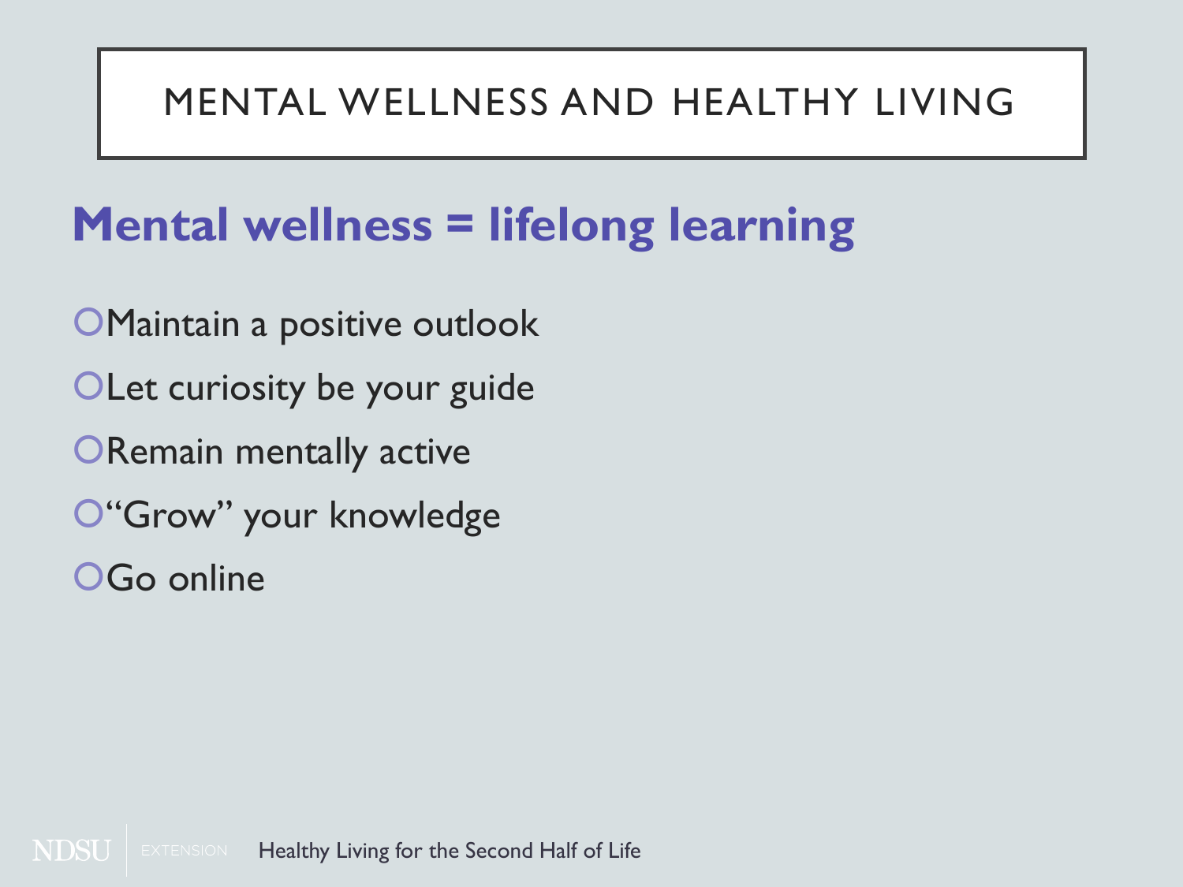# MENTAL WELLNESS AND HEALTHY LIVING

## Mental wellness = lifelong learning

- Maintain a positive outlook
- Let curiosity be your guide
- Remain mentally active
- "Grow" your knowledge
- Go online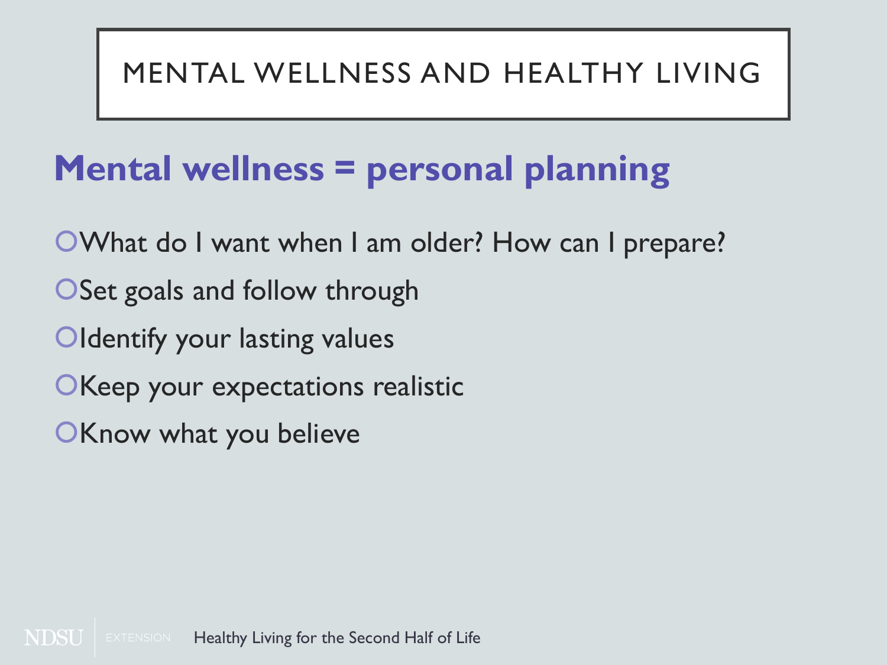# MENTAL WELLNESS AND HEALTHY LIVING

## Mental wellness = personal planning

- What do I want when I am older? How can I prepare?
- Set goals and follow through
- Identify your lasting values
- Keep your expectations realistic
- Know what you believe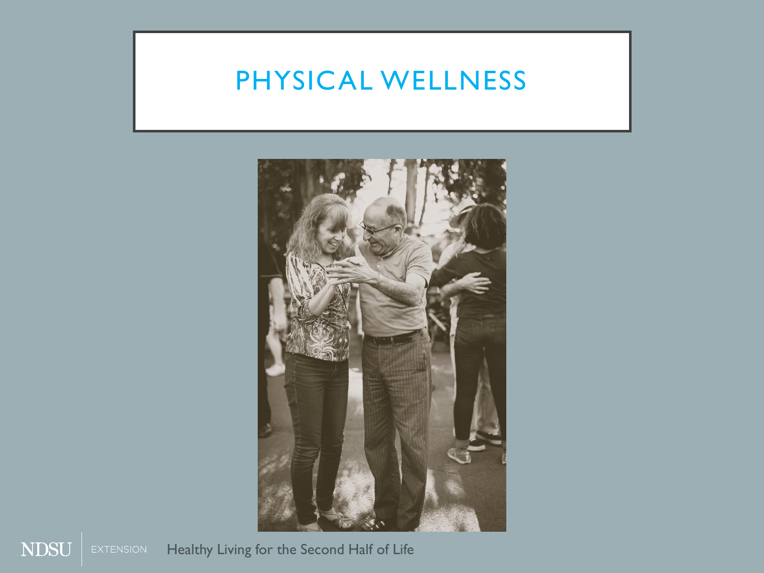# PHYSICAL WELLNESS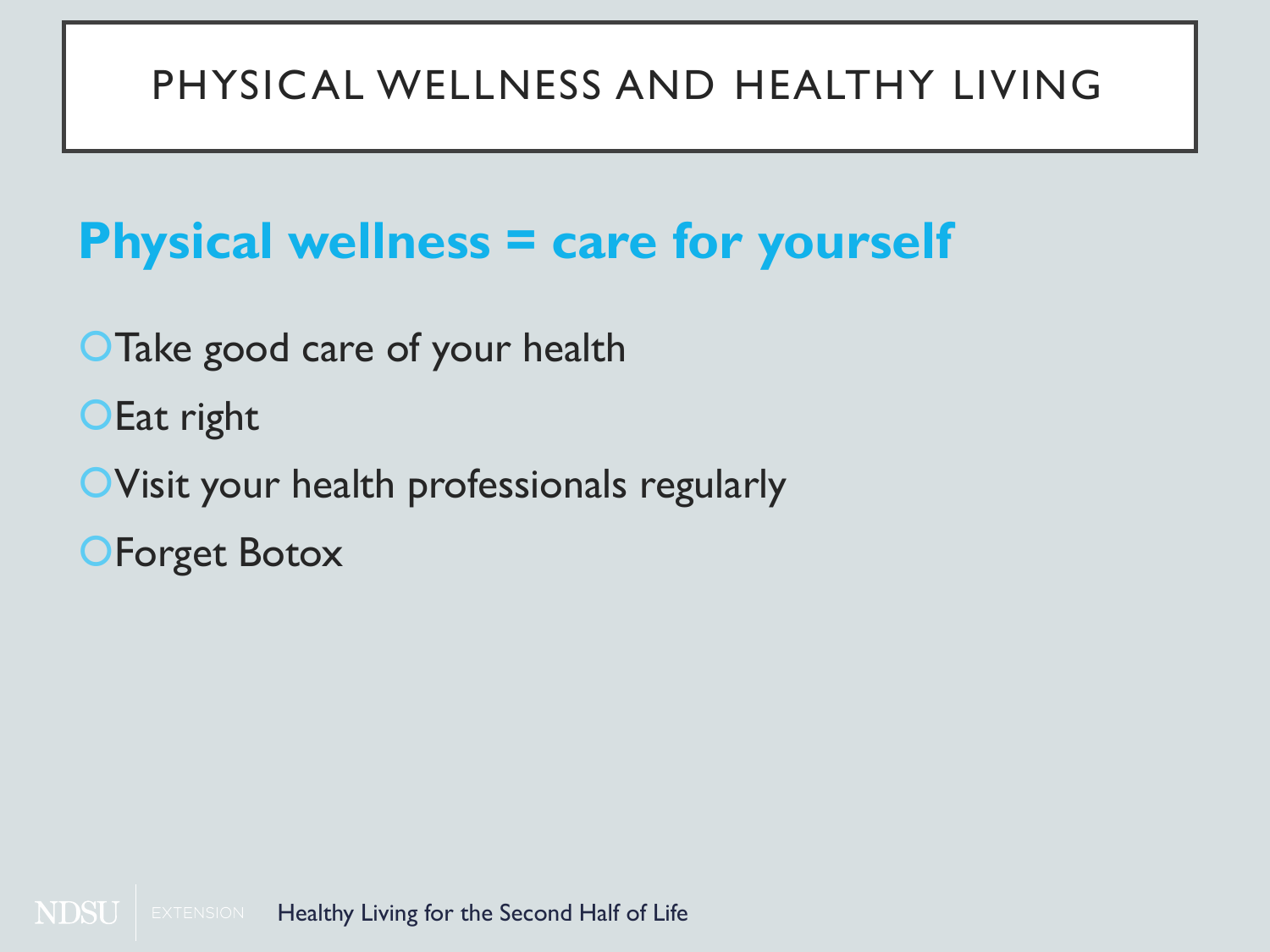# PHYSICAL WELLNESS AND HEALTHY LIVING

## Physical wellness = care for yourself

- Take good care of your health
- Eat right
- Visit your health professionals regularly
- Forget Botox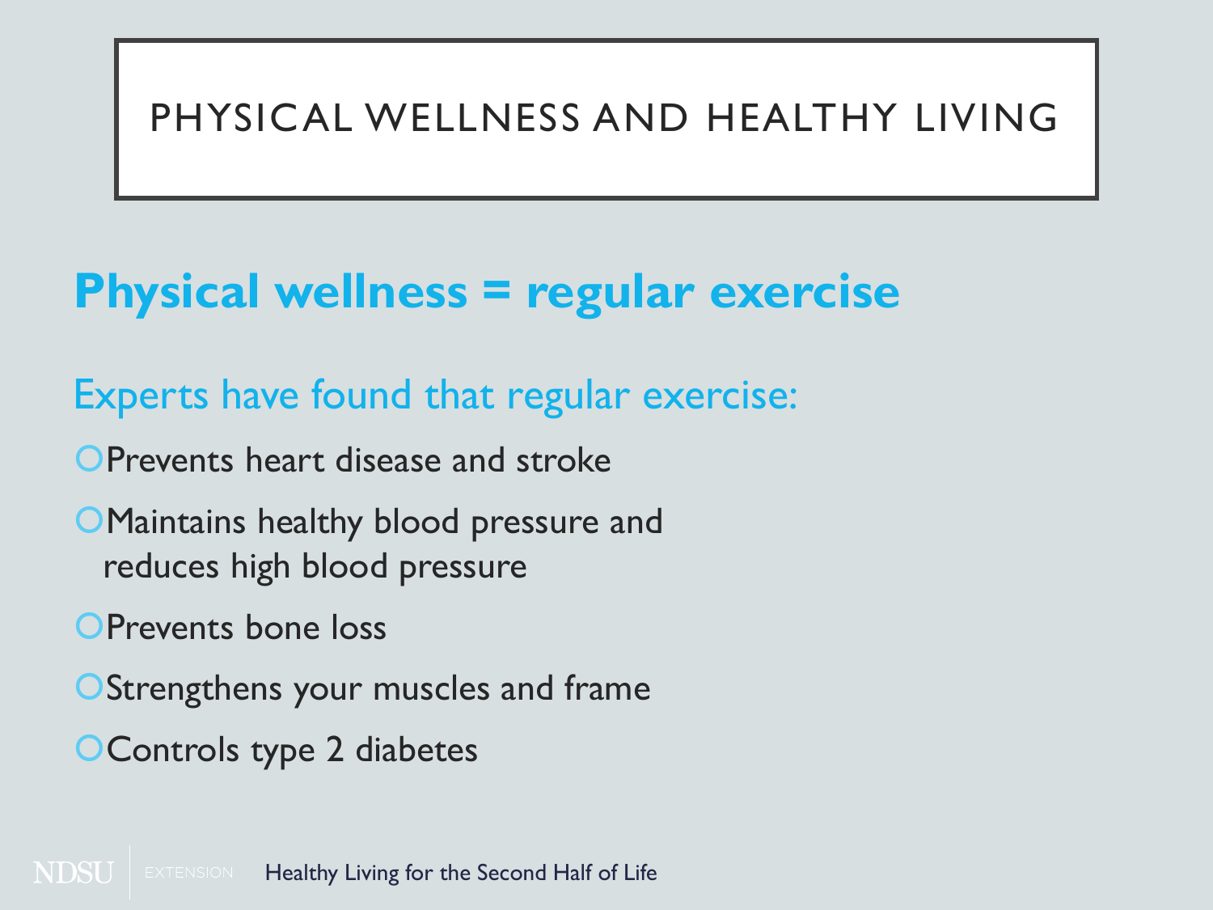# PHYSICAL WELLNESS AND HEALTHY LIVING

## Physical wellness = regular exercise

Experts have found that regular exercise:

- Prevents heart disease and stroke
- Maintains healthy blood pressure and reduces high blood pressure
- Prevents bone loss
- Strengthens your muscles and frame
- Controls type 2 diabetes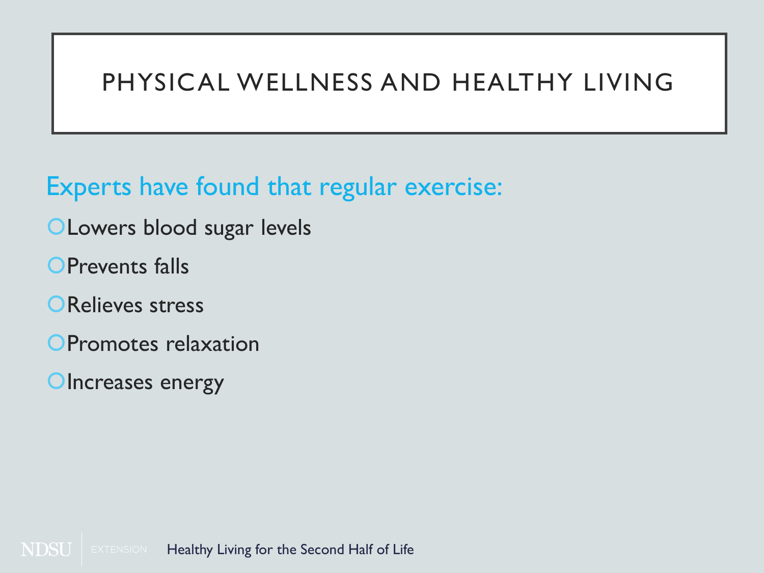# PHYSICAL WELLNESS AND HEALTHY LIVING

## Experts have found that regular exercise:

- Lowers blood sugar levels
- Prevents falls
- Relieves stress
- Promotes relaxation
- Increases energy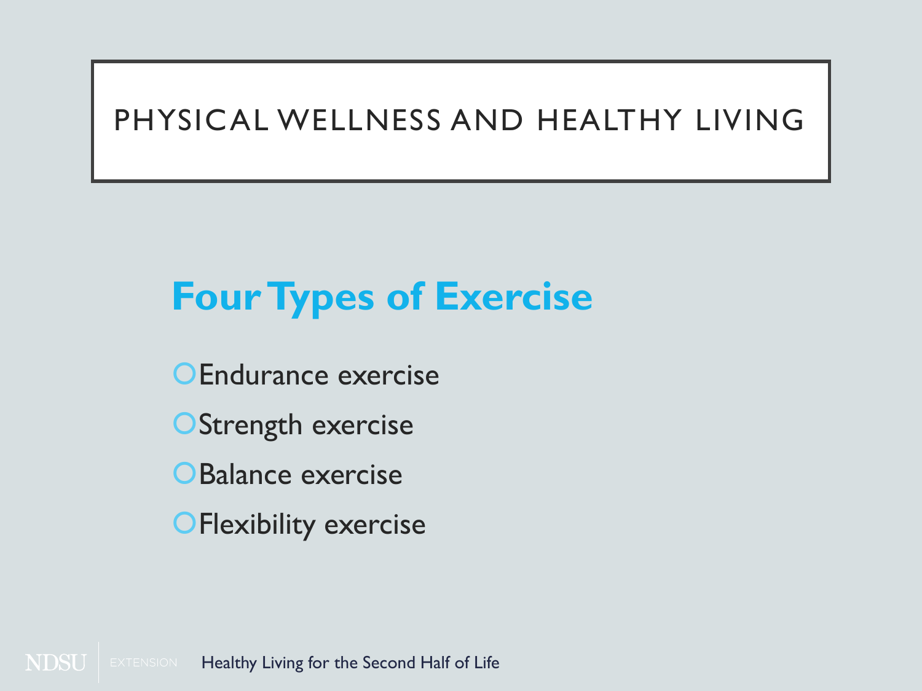# PHYSICAL WELLNESS AND HEALTHY LIVING

## Four Types of Exercise

- Endurance exercise
- Strength exercise
- Balance exercise
- Flexibility exercise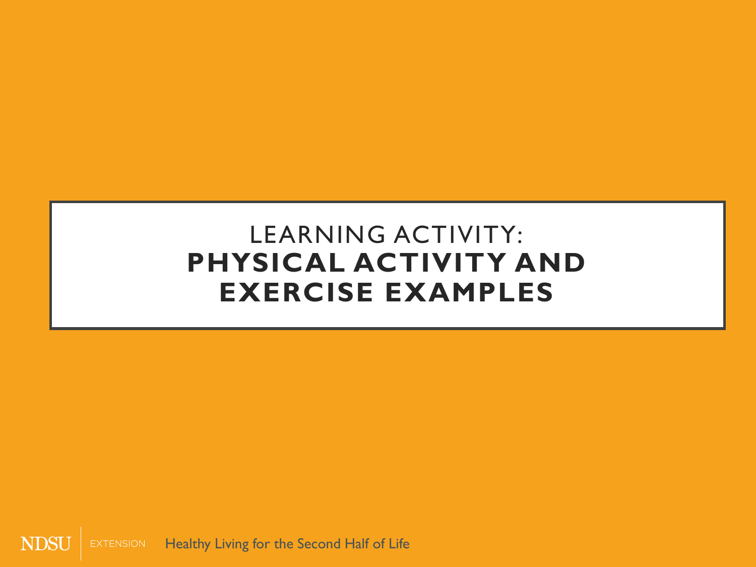# LEARNING ACTIVITY: **PHYSICAL ACTIVITY AND EXERCISE EXAMPLES**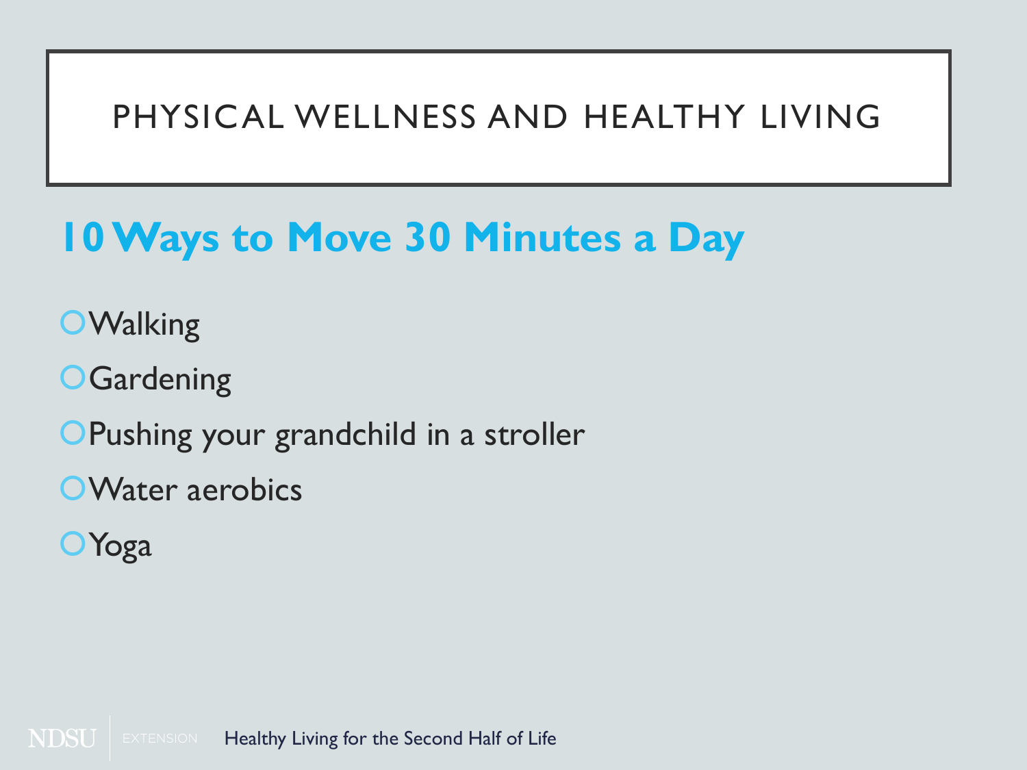# PHYSICAL WELLNESS AND HEALTHY LIVING

## 10 Ways to Move 30 Minutes a Day

- Walking
- Gardening
- Pushing your grandchild in a stroller
- Water aerobics
- Yoga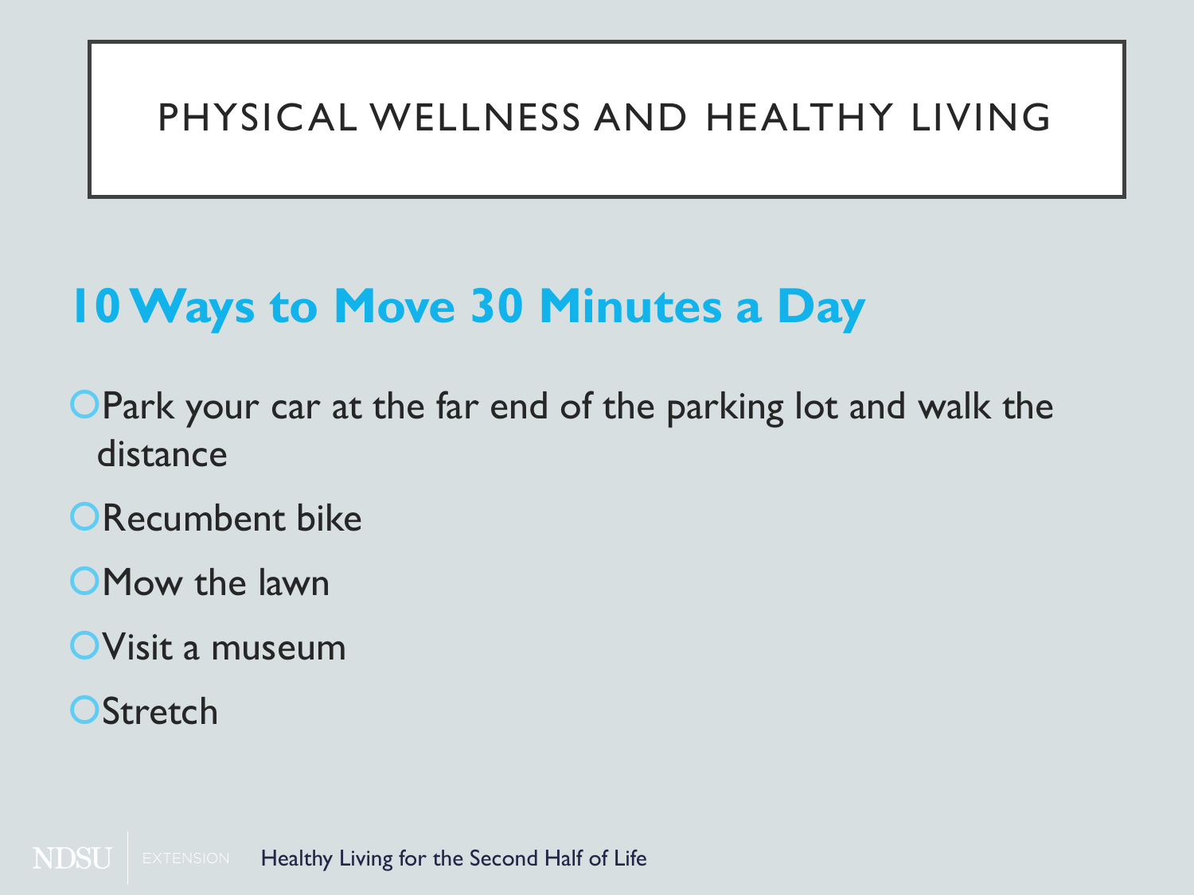# PHYSICAL WELLNESS AND HEALTHY LIVING

## 10 Ways to Move 30 Minutes a Day

- Park your car at the far end of the parking lot and walk the distance
- Recumbent bike
- Mow the lawn
- Visit a museum
- Stretch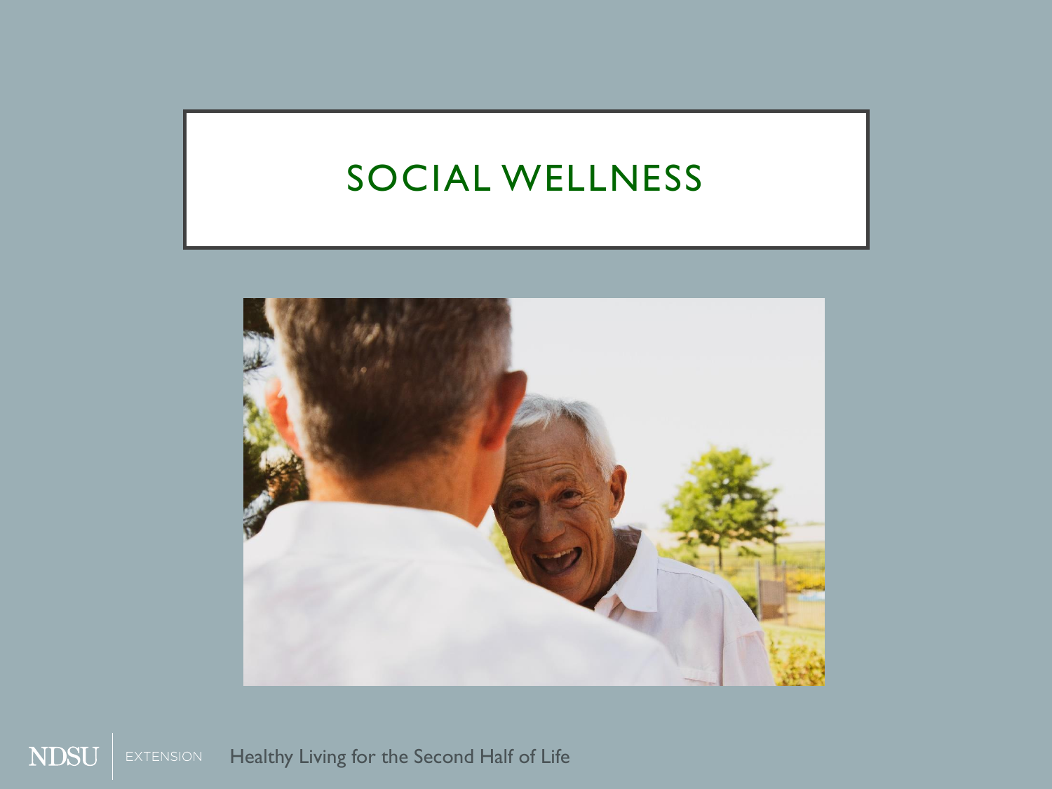# SOCIAL WELLNESS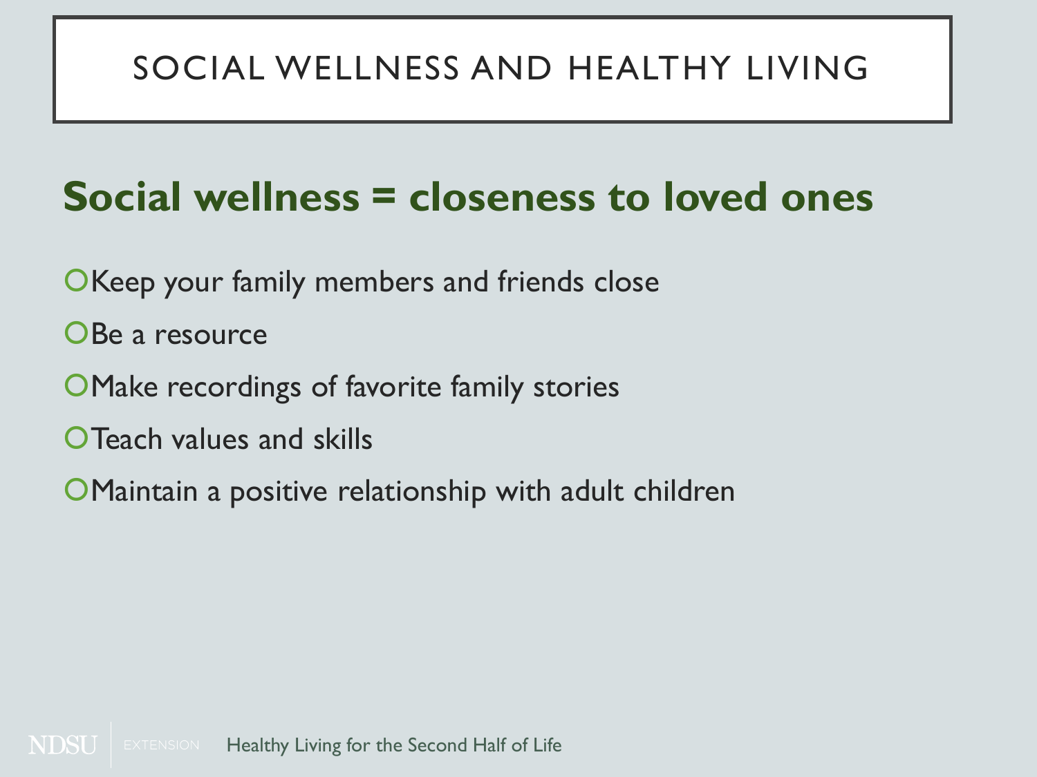# SOCIAL WELLNESS AND HEALTHY LIVING

## Social wellness = closeness to loved ones

- Keep your family members and friends close
- Be a resource
- Make recordings of favorite family stories
- Teach values and skills
- Maintain a positive relationship with adult children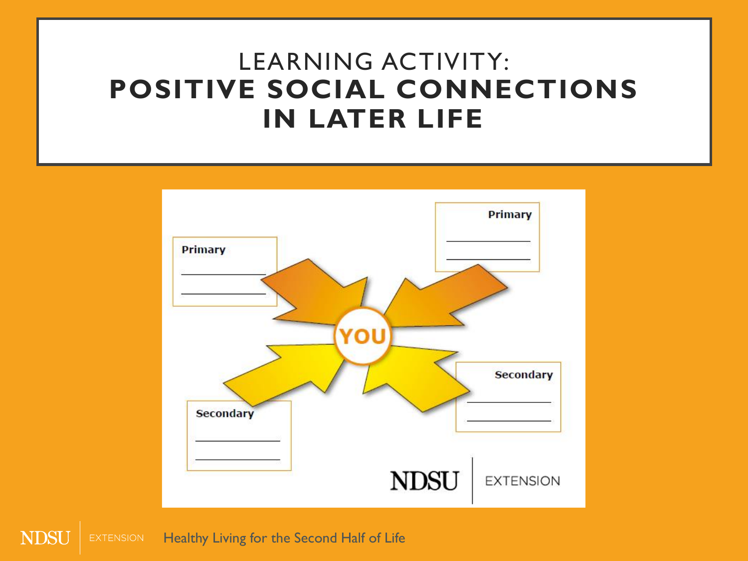# LEARNING ACTIVITY: POSITIVE SOCIAL CONNECTIONS IN LATER LIFE

Primary

______________

______________

Primary

______________

______________

YOU

Secondary

______________

______________

Secondary

______________

______________

NDSU EXTENSION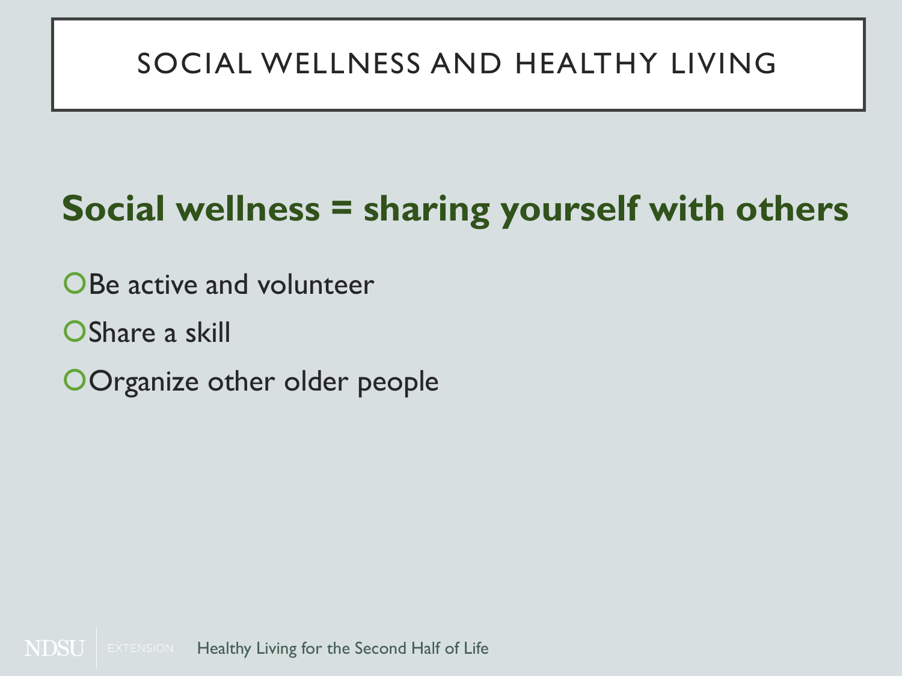# SOCIAL WELLNESS AND HEALTHY LIVING

## Social wellness = sharing yourself with others

- Be active and volunteer
- Share a skill
- Organize other older people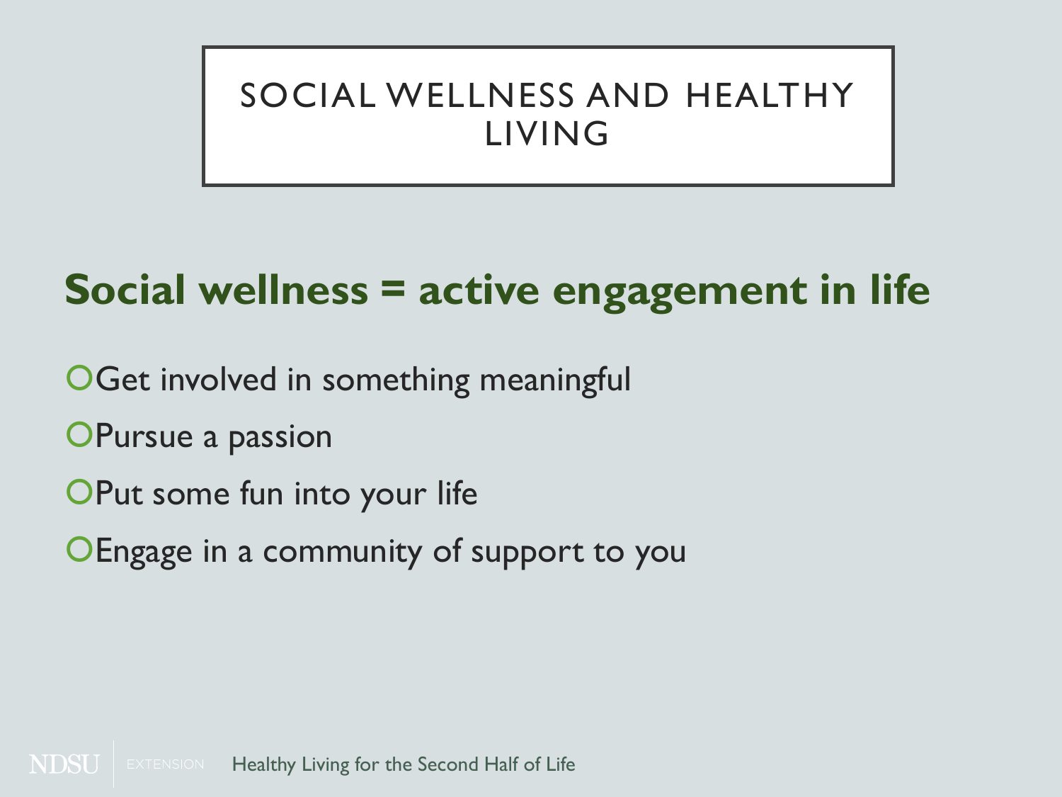# SOCIAL WELLNESS AND HEALTHY LIVING

## Social wellness = active engagement in life

- Get involved in something meaningful
- Pursue a passion
- Put some fun into your life
- Engage in a community of support to you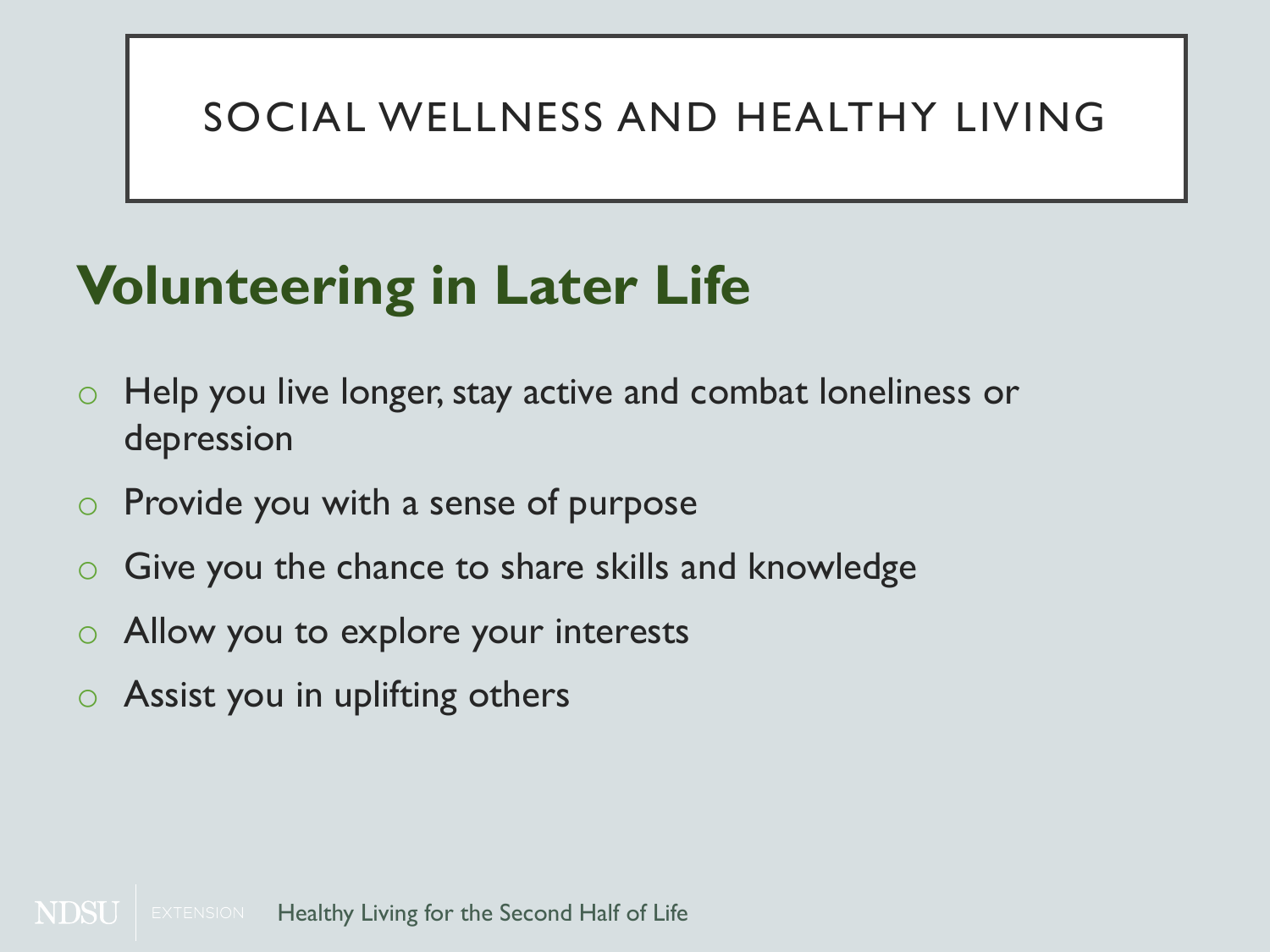# SOCIAL WELLNESS AND HEALTHY LIVING

## Volunteering in Later Life

- Help you live longer, stay active and combat loneliness or depression
- Provide you with a sense of purpose
- Give you the chance to share skills and knowledge
- Allow you to explore your interests
- Assist you in uplifting others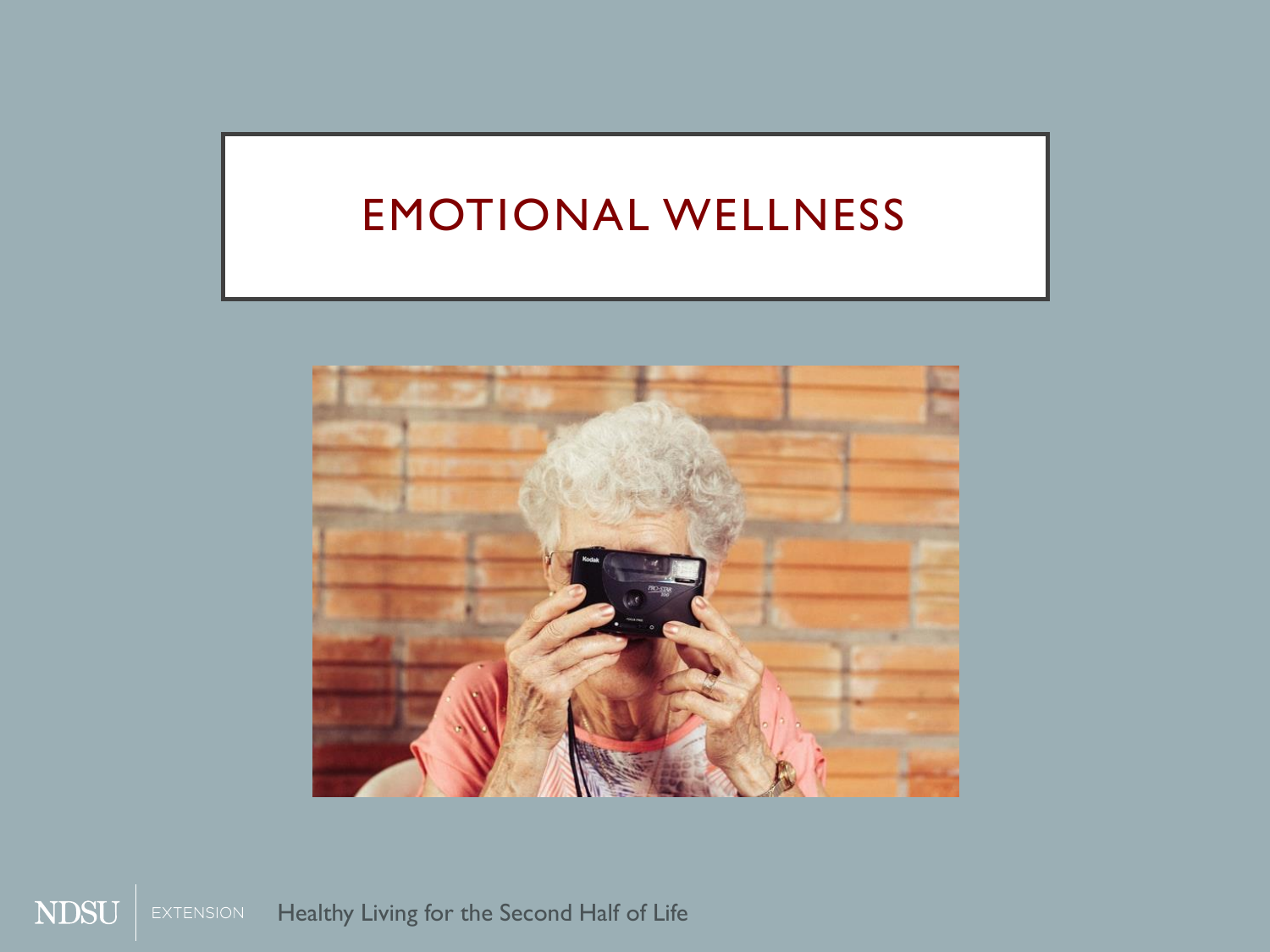# EMOTIONAL WELLNESS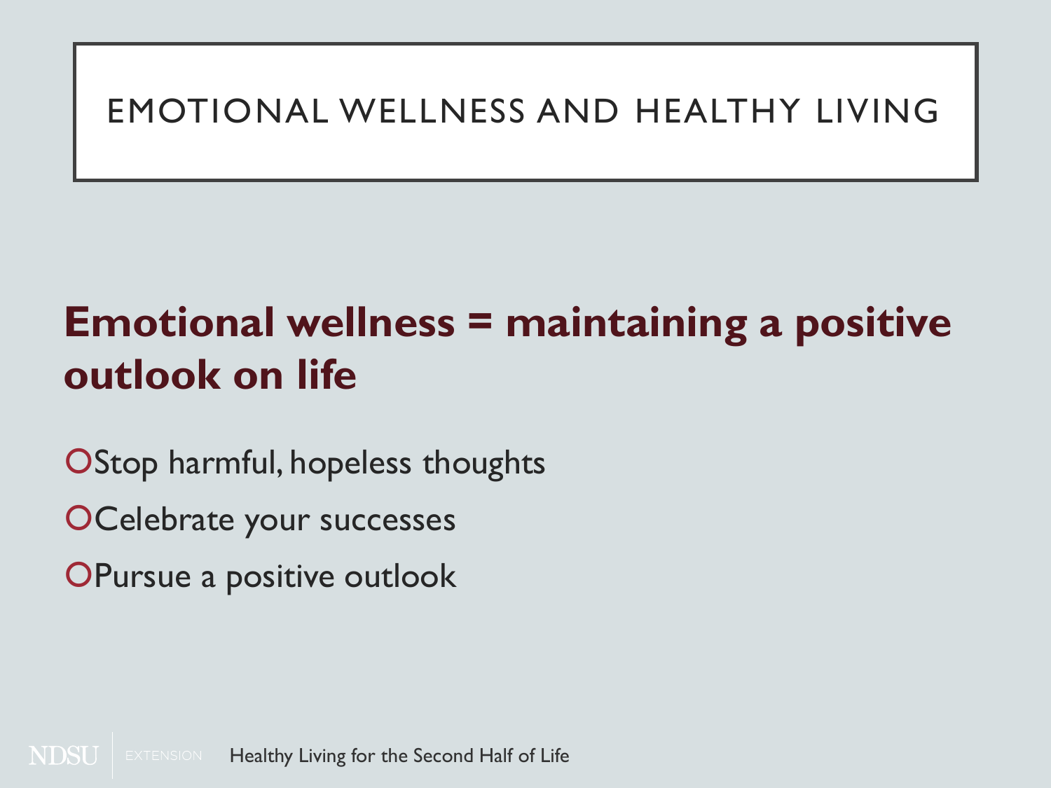# EMOTIONAL WELLNESS AND HEALTHY LIVING

**Emotional wellness = maintaining a positive outlook on life**

- Stop harmful, hopeless thoughts
- Celebrate your successes
- Pursue a positive outlook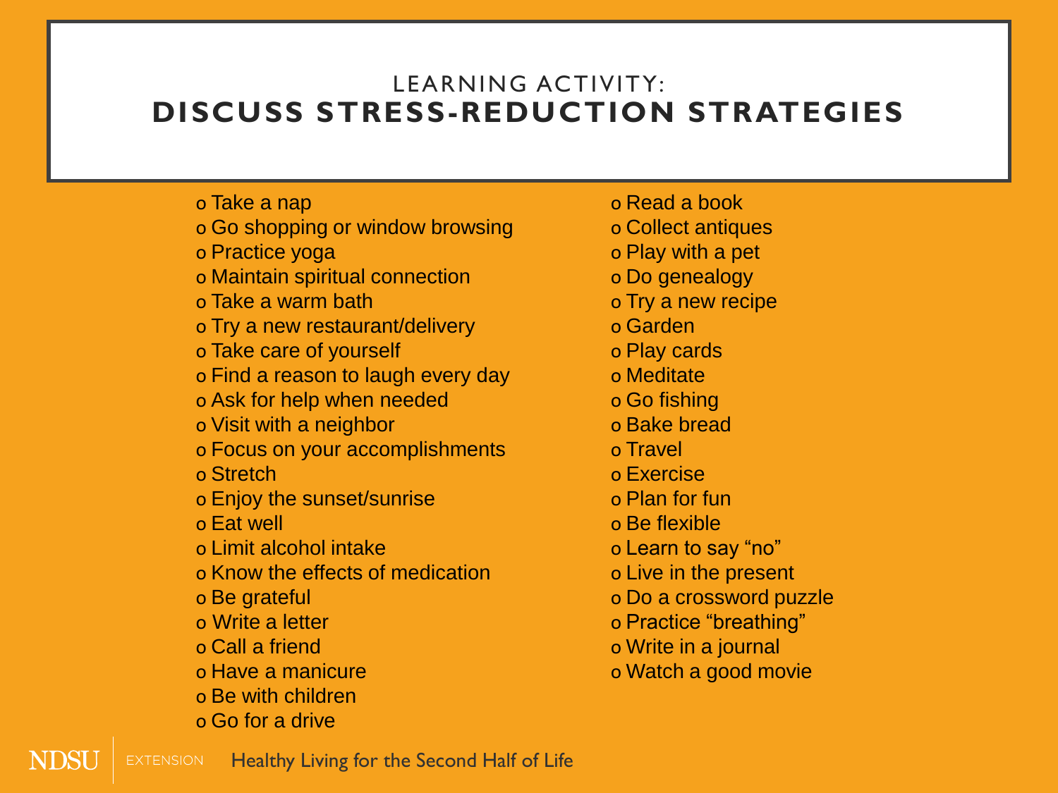LEARNING ACTIVITY:

# DISCUSS STRESS-REDUCTION STRATEGIES

- Take a nap
- Go shopping or window browsing
- Practice yoga
- Maintain spiritual connection
- Take a warm bath
- Try a new restaurant/delivery
- Take care of yourself
- Find a reason to laugh every day
- Ask for help when needed
- Visit with a neighbor
- Focus on your accomplishments
- Stretch
- Enjoy the sunset/sunrise
- Eat well
- Limit alcohol intake
- Know the effects of medication
- Be grateful
- Write a letter
- Call a friend
- Have a manicure
- Be with children
- Go for a drive
- Read a book
- Collect antiques
- Play with a pet
- Do genealogy
- Try a new recipe
- Garden
- Play cards
- Meditate
- Go fishing
- Bake bread
- Travel
- Exercise
- Plan for fun
- Be flexible
- Learn to say "no"
- Live in the present
- Do a crossword puzzle
- Practice "breathing"
- Write in a journal
- Watch a good movie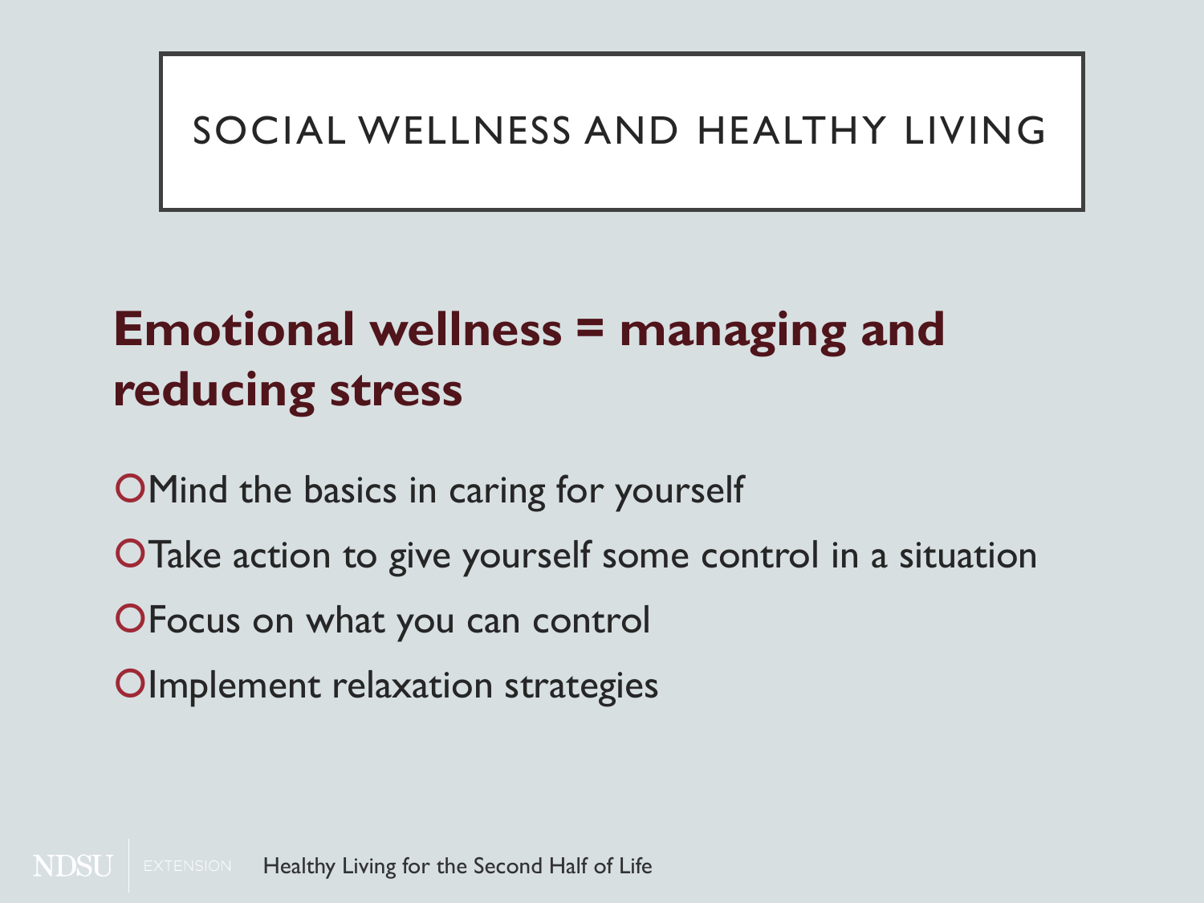# SOCIAL WELLNESS AND HEALTHY LIVING

## Emotional wellness = managing and reducing stress

- Mind the basics in caring for yourself
- Take action to give yourself some control in a situation
- Focus on what you can control
- Implement relaxation strategies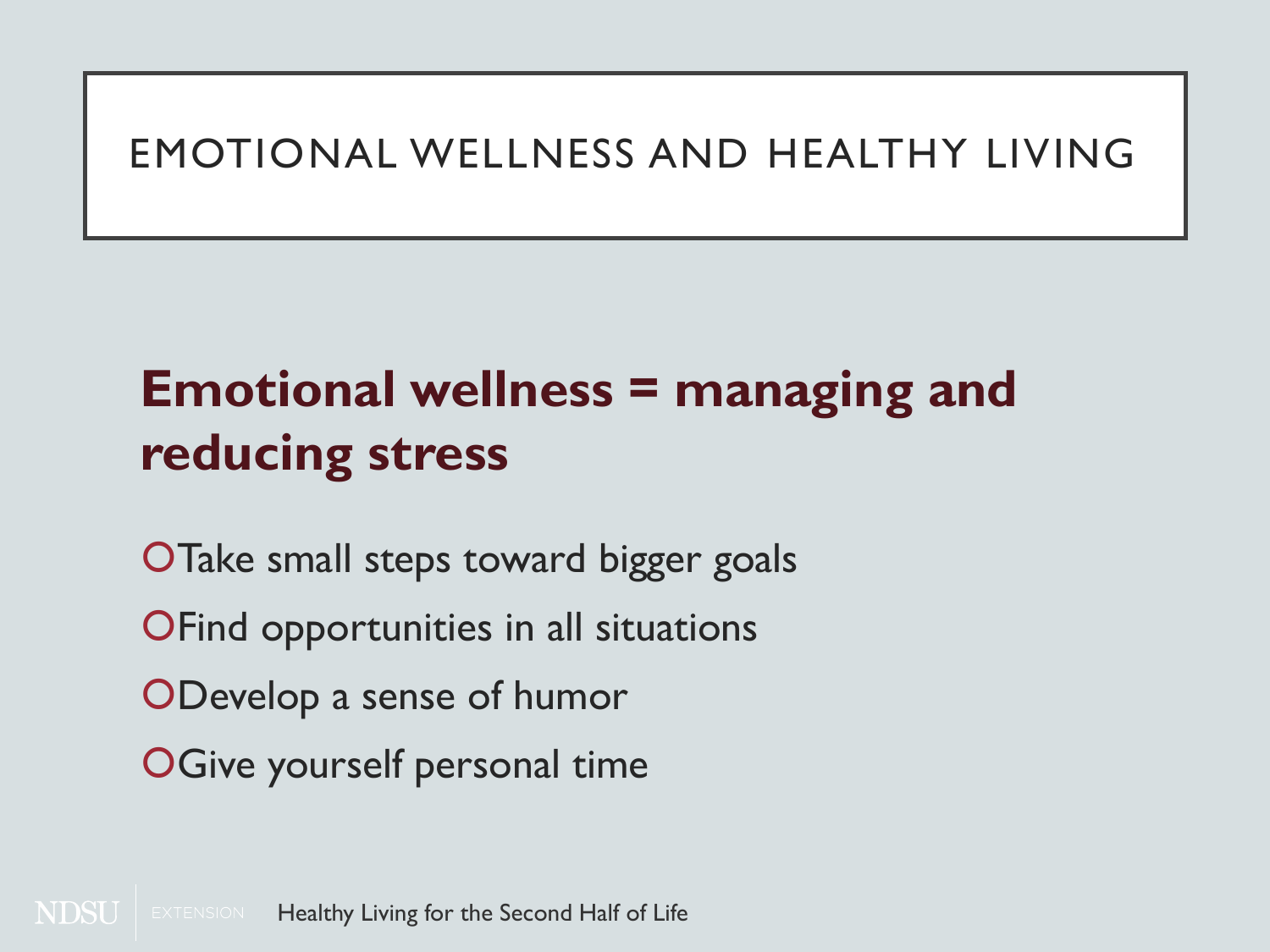# EMOTIONAL WELLNESS AND HEALTHY LIVING

## Emotional wellness = managing and reducing stress

- Take small steps toward bigger goals
- Find opportunities in all situations
- Develop a sense of humor
- Give yourself personal time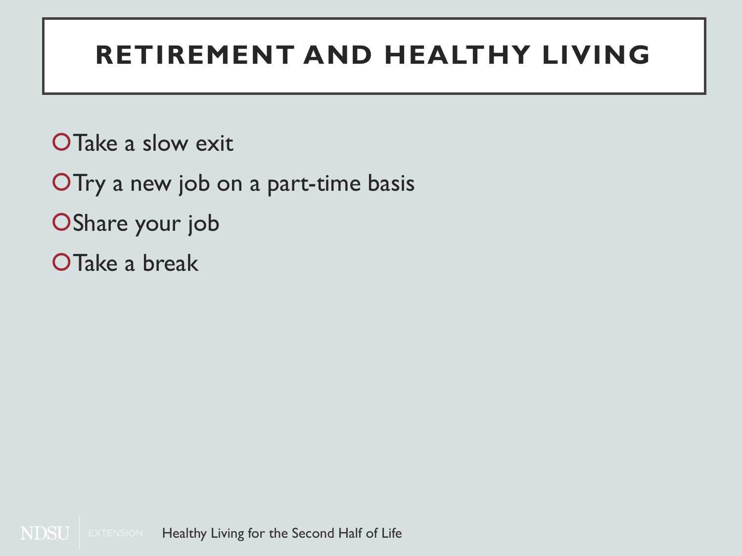# RETIREMENT AND HEALTHY LIVING

- Take a slow exit
- Try a new job on a part-time basis
- Share your job
- Take a break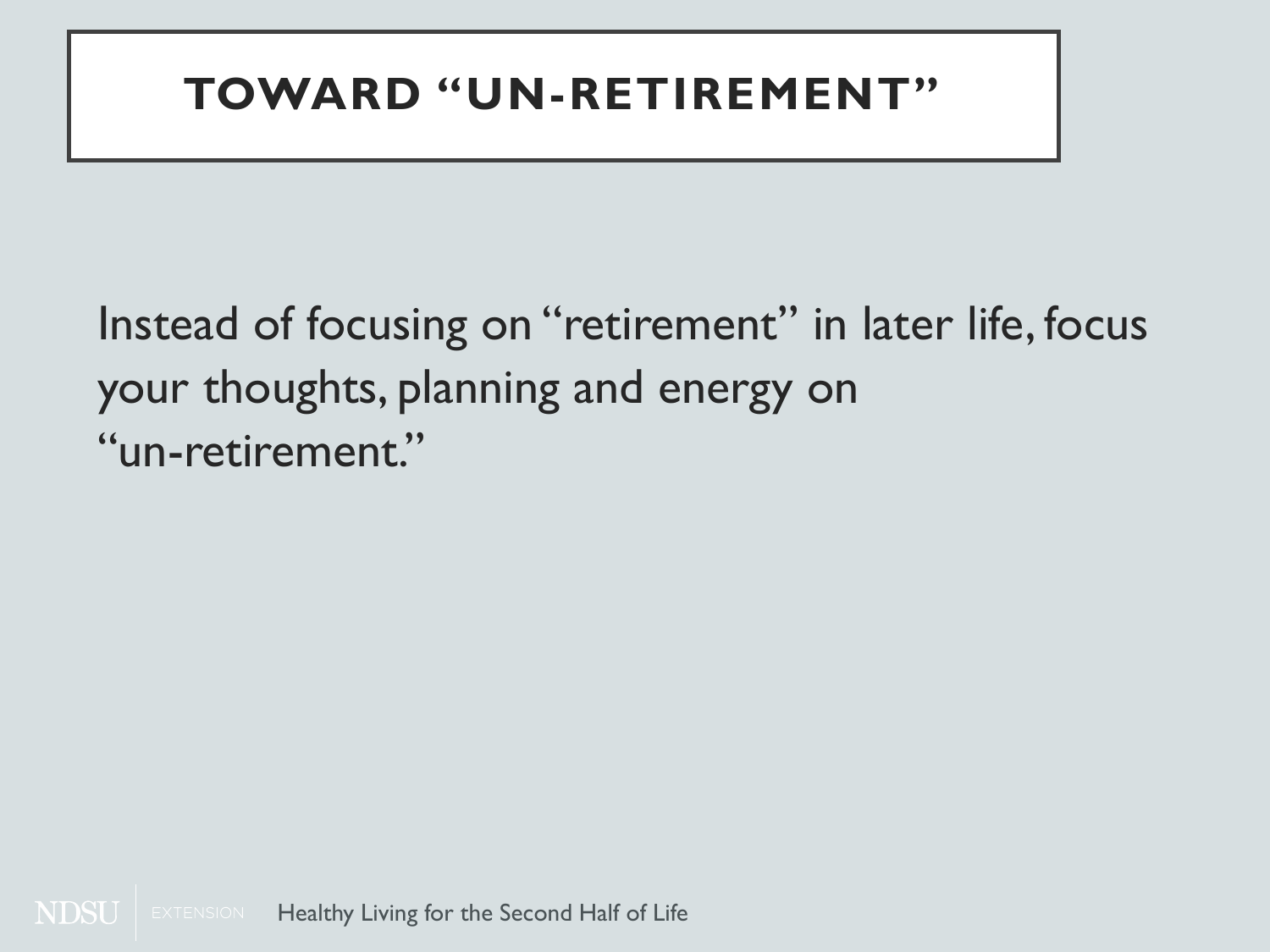# TOWARD "UN-RETIREMENT"

Instead of focusing on "retirement" in later life, focus your thoughts, planning and energy on "un-retirement."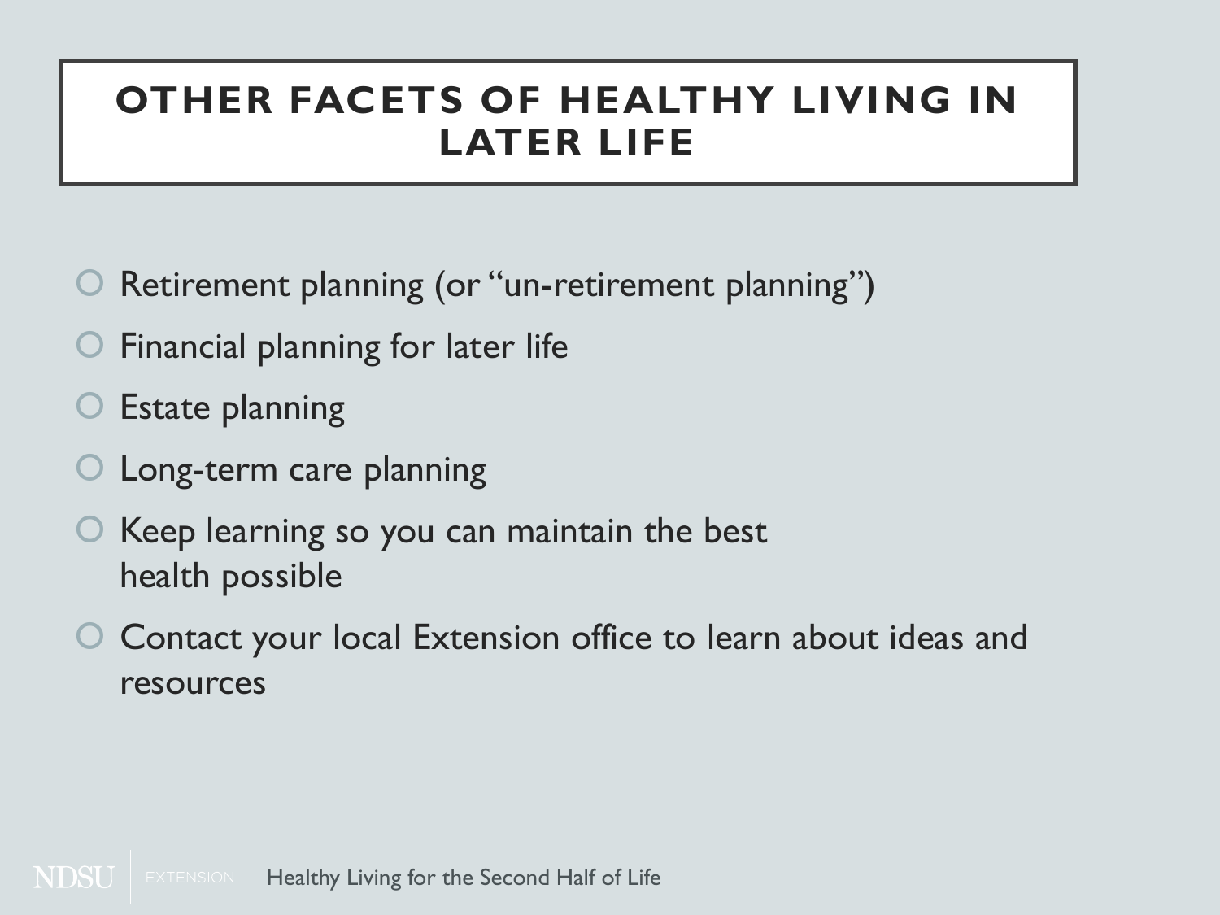# OTHER FACETS OF HEALTHY LIVING IN LATER LIFE

- Retirement planning (or "un-retirement planning")
- Financial planning for later life
- Estate planning
- Long-term care planning
- Keep learning so you can maintain the best health possible
- Contact your local Extension office to learn about ideas and resources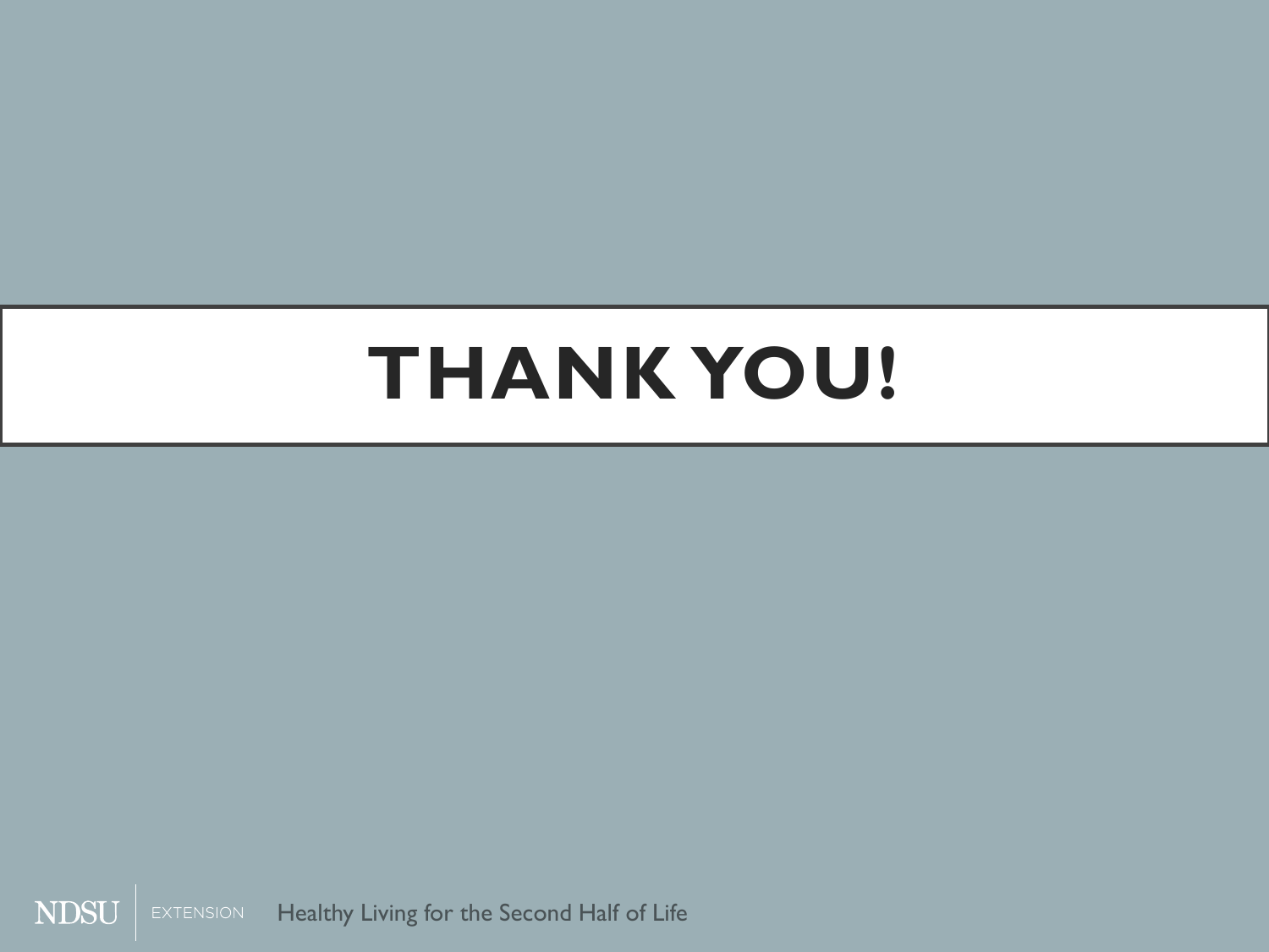# THANK YOU!